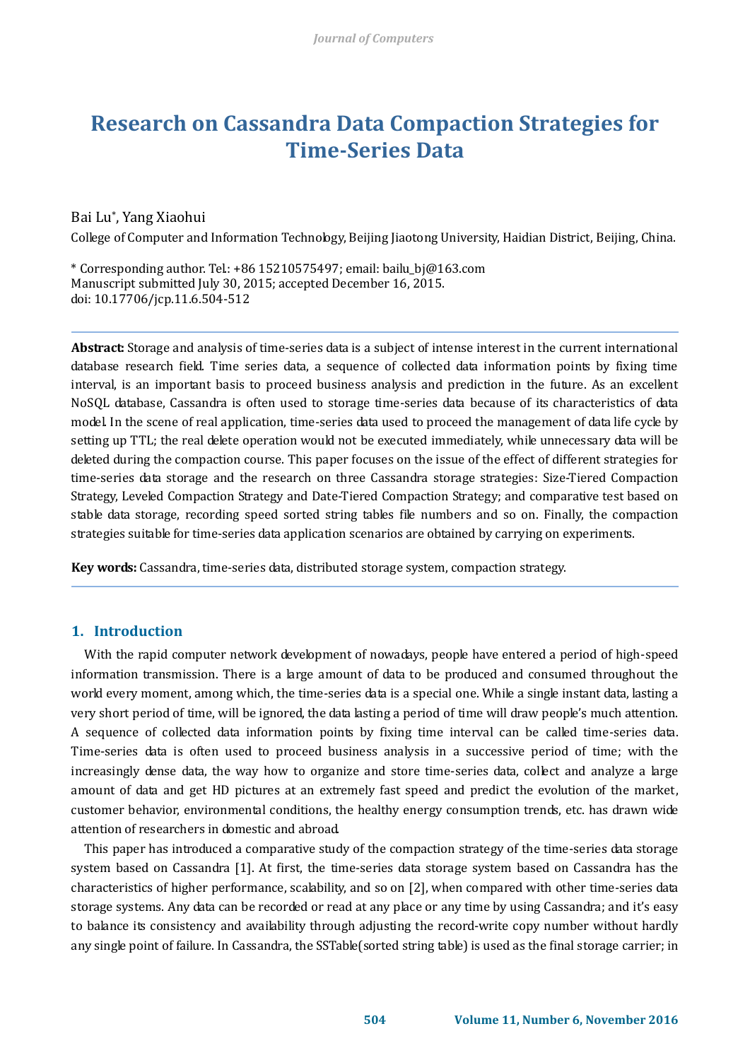# Research on Cassandra Data Compaction Strategies for Time-Series Data

Bai Lu*, Yang Xiaohui

College of Computer and Information Technology, Beijing Jiaotong University, Haidian District, Beijing, China.

\* Corresponding author. Tel.: +86 15210575497; email: bailu_bj@163.com
Manuscript submitted July 30, 2015; accepted December 16, 2015.
doi: 10.17706/jcp.11.6.504-512

---

**Abstract:** Storage and analysis of time-series data is a subject of intense interest in the current international database research field. Time series data, a sequence of collected data information points by fixing time interval, is an important basis to proceed business analysis and prediction in the future. As an excellent NoSQL database, Cassandra is often used to storage time-series data because of its characteristics of data model. In the scene of real application, time-series data used to proceed the management of data life cycle by setting up TTL; the real delete operation would not be executed immediately, while unnecessary data will be deleted during the compaction course. This paper focuses on the issue of the effect of different strategies for time-series data storage and the research on three Cassandra storage strategies: Size-Tiered Compaction Strategy, Leveled Compaction Strategy and Date-Tiered Compaction Strategy; and comparative test based on stable data storage, recording speed sorted string tables file numbers and so on. Finally, the compaction strategies suitable for time-series data application scenarios are obtained by carrying on experiments.

**Key words:** Cassandra, time-series data, distributed storage system, compaction strategy.

---

## 1. Introduction

With the rapid computer network development of nowadays, people have entered a period of high-speed information transmission. There is a large amount of data to be produced and consumed throughout the world every moment, among which, the time-series data is a special one. While a single instant data, lasting a very short period of time, will be ignored, the data lasting a period of time will draw people's much attention. A sequence of collected data information points by fixing time interval can be called time-series data. Time-series data is often used to proceed business analysis in a successive period of time; with the increasingly dense data, the way how to organize and store time-series data, collect and analyze a large amount of data and get HD pictures at an extremely fast speed and predict the evolution of the market, customer behavior, environmental conditions, the healthy energy consumption trends, etc. has drawn wide attention of researchers in domestic and abroad.

This paper has introduced a comparative study of the compaction strategy of the time-series data storage system based on Cassandra [1]. At first, the time-series data storage system based on Cassandra has the characteristics of higher performance, scalability, and so on [2], when compared with other time-series data storage systems. Any data can be recorded or read at any place or any time by using Cassandra; and it's easy to balance its consistency and availability through adjusting the record-write copy number without hardly any single point of failure. In Cassandra, the SSTable(sorted string table) is used as the final storage carrier; in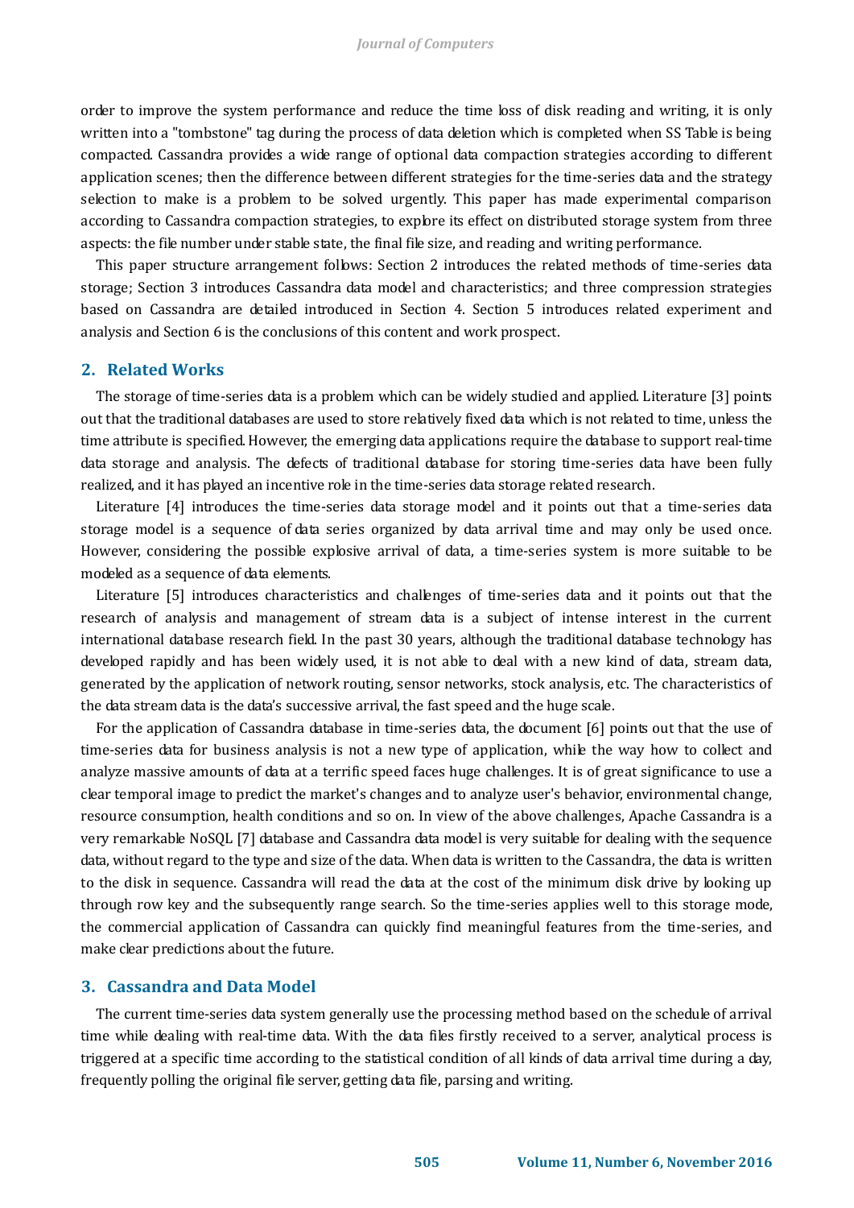order to improve the system performance and reduce the time loss of disk reading and writing, it is only written into a "tombstone" tag during the process of data deletion which is completed when SS Table is being compacted. Cassandra provides a wide range of optional data compaction strategies according to different application scenes; then the difference between different strategies for the time-series data and the strategy selection to make is a problem to be solved urgently. This paper has made experimental comparison according to Cassandra compaction strategies, to explore its effect on distributed storage system from three aspects: the file number under stable state, the final file size, and reading and writing performance.

This paper structure arrangement follows: Section 2 introduces the related methods of time-series data storage; Section 3 introduces Cassandra data model and characteristics; and three compression strategies based on Cassandra are detailed introduced in Section 4. Section 5 introduces related experiment and analysis and Section 6 is the conclusions of this content and work prospect.

## 2. Related Works

The storage of time-series data is a problem which can be widely studied and applied. Literature [3] points out that the traditional databases are used to store relatively fixed data which is not related to time, unless the time attribute is specified. However, the emerging data applications require the database to support real-time data storage and analysis. The defects of traditional database for storing time-series data have been fully realized, and it has played an incentive role in the time-series data storage related research.

Literature [4] introduces the time-series data storage model and it points out that a time-series data storage model is a sequence of data series organized by data arrival time and may only be used once. However, considering the possible explosive arrival of data, a time-series system is more suitable to be modeled as a sequence of data elements.

Literature [5] introduces characteristics and challenges of time-series data and it points out that the research of analysis and management of stream data is a subject of intense interest in the current international database research field. In the past 30 years, although the traditional database technology has developed rapidly and has been widely used, it is not able to deal with a new kind of data, stream data, generated by the application of network routing, sensor networks, stock analysis, etc. The characteristics of the data stream data is the data's successive arrival, the fast speed and the huge scale.

For the application of Cassandra database in time-series data, the document [6] points out that the use of time-series data for business analysis is not a new type of application, while the way how to collect and analyze massive amounts of data at a terrific speed faces huge challenges. It is of great significance to use a clear temporal image to predict the market's changes and to analyze user's behavior, environmental change, resource consumption, health conditions and so on. In view of the above challenges, Apache Cassandra is a very remarkable NoSQL [7] database and Cassandra data model is very suitable for dealing with the sequence data, without regard to the type and size of the data. When data is written to the Cassandra, the data is written to the disk in sequence. Cassandra will read the data at the cost of the minimum disk drive by looking up through row key and the subsequently range search. So the time-series applies well to this storage mode, the commercial application of Cassandra can quickly find meaningful features from the time-series, and make clear predictions about the future.

## 3. Cassandra and Data Model

The current time-series data system generally use the processing method based on the schedule of arrival time while dealing with real-time data. With the data files firstly received to a server, analytical process is triggered at a specific time according to the statistical condition of all kinds of data arrival time during a day, frequently polling the original file server, getting data file, parsing and writing.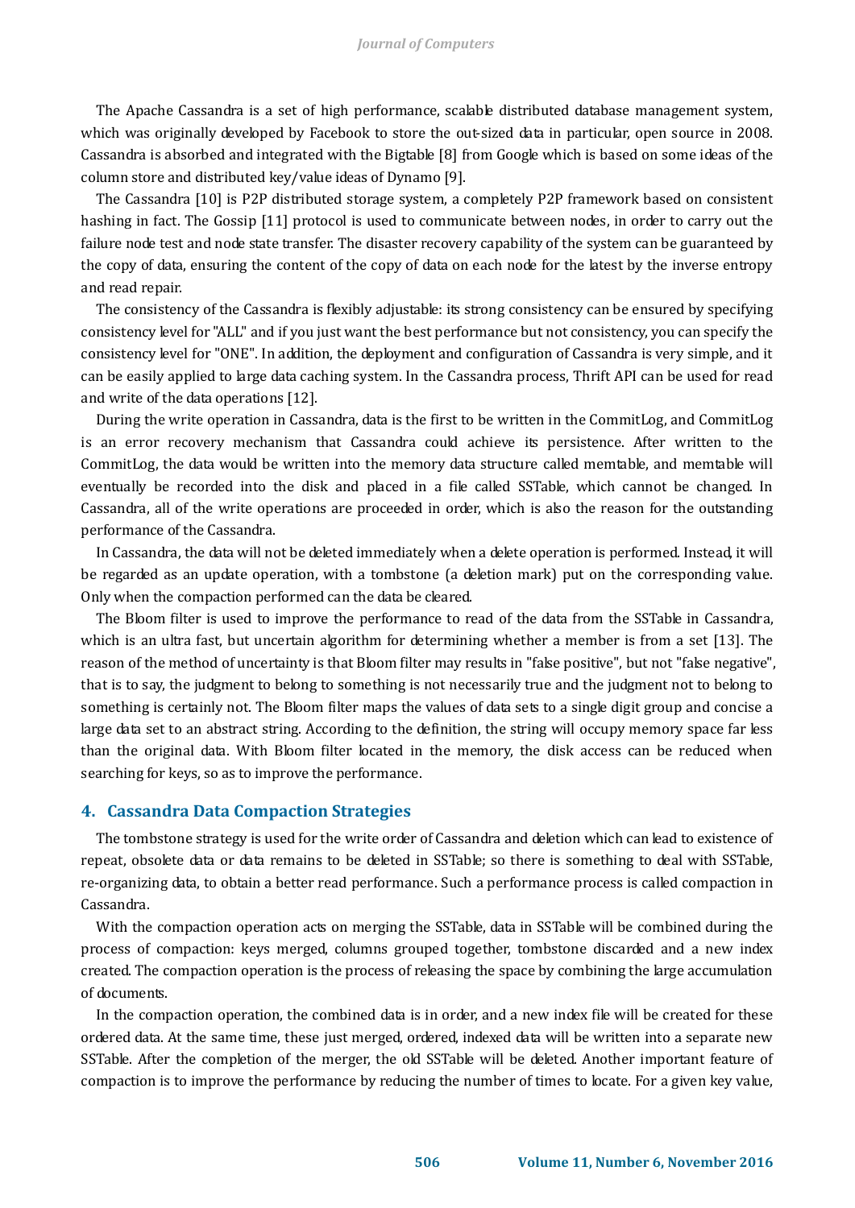The Apache Cassandra is a set of high performance, scalable distributed database management system, which was originally developed by Facebook to store the out-sized data in particular, open source in 2008. Cassandra is absorbed and integrated with the Bigtable [8] from Google which is based on some ideas of the column store and distributed key/value ideas of Dynamo [9].

The Cassandra [10] is P2P distributed storage system, a completely P2P framework based on consistent hashing in fact. The Gossip [11] protocol is used to communicate between nodes, in order to carry out the failure node test and node state transfer. The disaster recovery capability of the system can be guaranteed by the copy of data, ensuring the content of the copy of data on each node for the latest by the inverse entropy and read repair.

The consistency of the Cassandra is flexibly adjustable: its strong consistency can be ensured by specifying consistency level for "ALL" and if you just want the best performance but not consistency, you can specify the consistency level for "ONE". In addition, the deployment and configuration of Cassandra is very simple, and it can be easily applied to large data caching system. In the Cassandra process, Thrift API can be used for read and write of the data operations [12].

During the write operation in Cassandra, data is the first to be written in the CommitLog, and CommitLog is an error recovery mechanism that Cassandra could achieve its persistence. After written to the CommitLog, the data would be written into the memory data structure called memtable, and memtable will eventually be recorded into the disk and placed in a file called SSTable, which cannot be changed. In Cassandra, all of the write operations are proceeded in order, which is also the reason for the outstanding performance of the Cassandra.

In Cassandra, the data will not be deleted immediately when a delete operation is performed. Instead, it will be regarded as an update operation, with a tombstone (a deletion mark) put on the corresponding value. Only when the compaction performed can the data be cleared.

The Bloom filter is used to improve the performance to read of the data from the SSTable in Cassandra, which is an ultra fast, but uncertain algorithm for determining whether a member is from a set [13]. The reason of the method of uncertainty is that Bloom filter may results in "false positive", but not "false negative", that is to say, the judgment to belong to something is not necessarily true and the judgment not to belong to something is certainly not. The Bloom filter maps the values of data sets to a single digit group and concise a large data set to an abstract string. According to the definition, the string will occupy memory space far less than the original data. With Bloom filter located in the memory, the disk access can be reduced when searching for keys, so as to improve the performance.

## 4. Cassandra Data Compaction Strategies

The tombstone strategy is used for the write order of Cassandra and deletion which can lead to existence of repeat, obsolete data or data remains to be deleted in SSTable; so there is something to deal with SSTable, re-organizing data, to obtain a better read performance. Such a performance process is called compaction in Cassandra.

With the compaction operation acts on merging the SSTable, data in SSTable will be combined during the process of compaction: keys merged, columns grouped together, tombstone discarded and a new index created. The compaction operation is the process of releasing the space by combining the large accumulation of documents.

In the compaction operation, the combined data is in order, and a new index file will be created for these ordered data. At the same time, these just merged, ordered, indexed data will be written into a separate new SSTable. After the completion of the merger, the old SSTable will be deleted. Another important feature of compaction is to improve the performance by reducing the number of times to locate. For a given key value,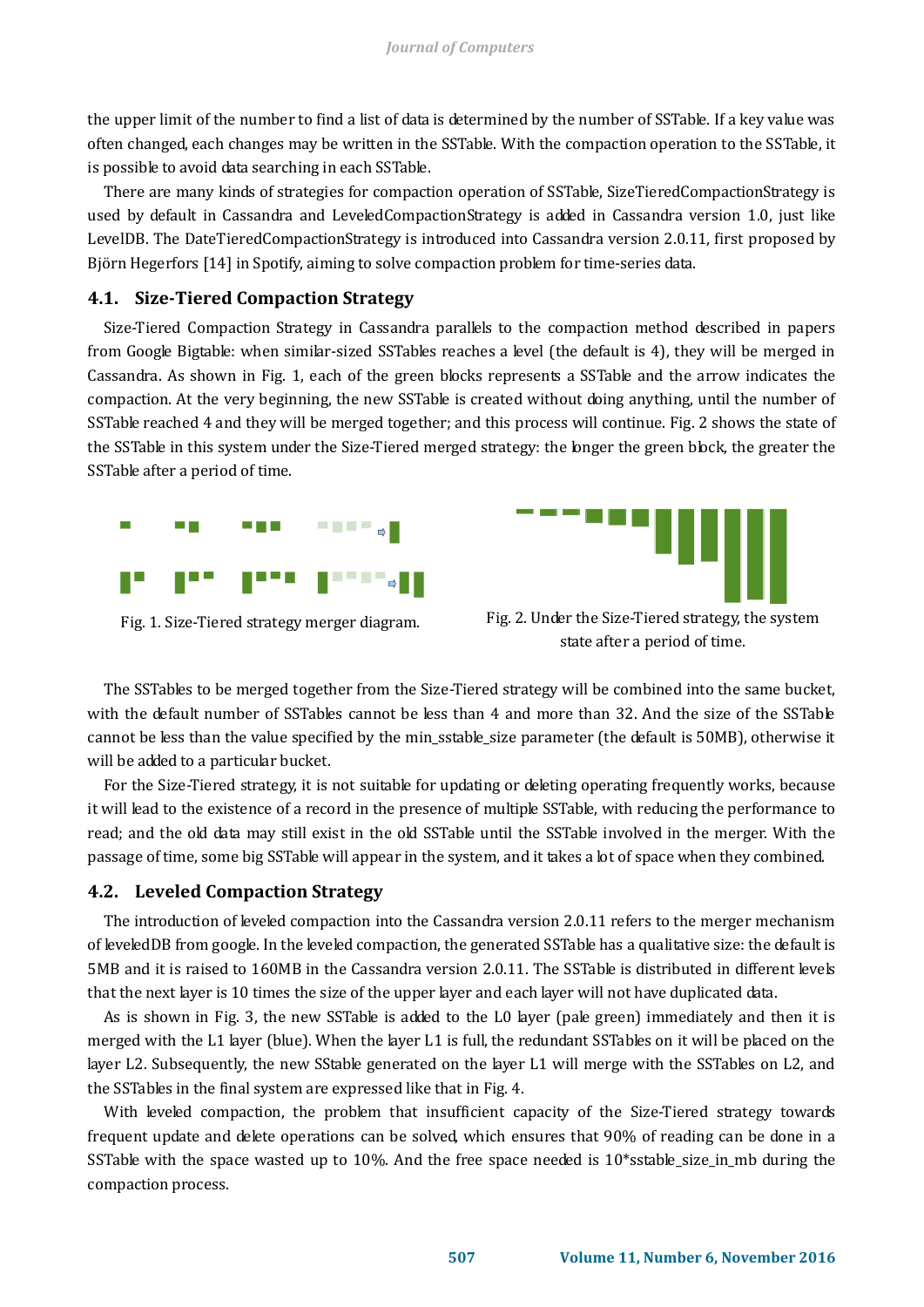the upper limit of the number to find a list of data is determined by the number of SSTable. If a key value was often changed, each changes may be written in the SSTable. With the compaction operation to the SSTable, it is possible to avoid data searching in each SSTable.

There are many kinds of strategies for compaction operation of SSTable, SizeTieredCompactionStrategy is used by default in Cassandra and LeveledCompactionStrategy is added in Cassandra version 1.0, just like LevelDB. The DateTieredCompactionStrategy is introduced into Cassandra version 2.0.11, first proposed by Björn Hegerfors [14] in Spotify, aiming to solve compaction problem for time-series data.

### 4.1. Size-Tiered Compaction Strategy

Size-Tiered Compaction Strategy in Cassandra parallels to the compaction method described in papers from Google Bigtable: when similar-sized SSTables reaches a level (the default is 4), they will be merged in Cassandra. As shown in Fig. 1, each of the green blocks represents a SSTable and the arrow indicates the compaction. At the very beginning, the new SSTable is created without doing anything, until the number of SSTable reached 4 and they will be merged together; and this process will continue. Fig. 2 shows the state of the SSTable in this system under the Size-Tiered merged strategy: the longer the green block, the greater the SSTable after a period of time.

Fig. 1. Size-Tiered strategy merger diagram.

Fig. 2. Under the Size-Tiered strategy, the system state after a period of time.

The SSTables to be merged together from the Size-Tiered strategy will be combined into the same bucket, with the default number of SSTables cannot be less than 4 and more than 32. And the size of the SSTable cannot be less than the value specified by the min_sstable_size parameter (the default is 50MB), otherwise it will be added to a particular bucket.

For the Size-Tiered strategy, it is not suitable for updating or deleting operating frequently works, because it will lead to the existence of a record in the presence of multiple SSTable, with reducing the performance to read; and the old data may still exist in the old SSTable until the SSTable involved in the merger. With the passage of time, some big SSTable will appear in the system, and it takes a lot of space when they combined.

### 4.2. Leveled Compaction Strategy

The introduction of leveled compaction into the Cassandra version 2.0.11 refers to the merger mechanism of leveledDB from google. In the leveled compaction, the generated SSTable has a qualitative size: the default is 5MB and it is raised to 160MB in the Cassandra version 2.0.11. The SSTable is distributed in different levels that the next layer is 10 times the size of the upper layer and each layer will not have duplicated data.

As is shown in Fig. 3, the new SSTable is added to the L0 layer (pale green) immediately and then it is merged with the L1 layer (blue). When the layer L1 is full, the redundant SSTables on it will be placed on the layer L2. Subsequently, the new SStable generated on the layer L1 will merge with the SSTables on L2, and the SSTables in the final system are expressed like that in Fig. 4.

With leveled compaction, the problem that insufficient capacity of the Size-Tiered strategy towards frequent update and delete operations can be solved, which ensures that 90% of reading can be done in a SSTable with the space wasted up to 10%. And the free space needed is 10*sstable_size_in_mb during the compaction process.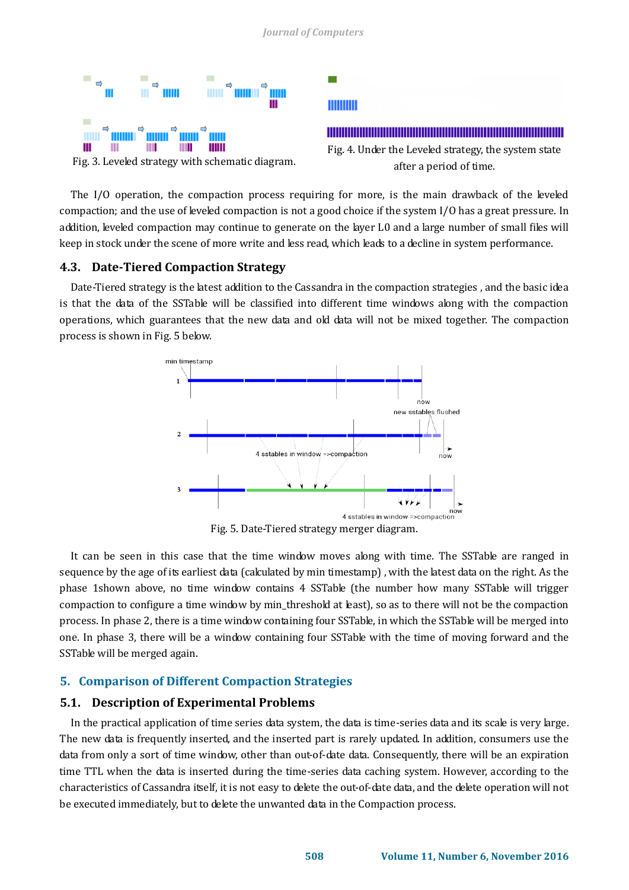Fig. 3. Leveled strategy with schematic diagram.

Fig. 4. Under the Leveled strategy, the system state after a period of time.

The I/O operation, the compaction process requiring for more, is the main drawback of the leveled compaction; and the use of leveled compaction is not a good choice if the system I/O has a great pressure. In addition, leveled compaction may continue to generate on the layer L0 and a large number of small files will keep in stock under the scene of more write and less read, which leads to a decline in system performance.

### 4.3. Date-Tiered Compaction Strategy

Date-Tiered strategy is the latest addition to the Cassandra in the compaction strategies , and the basic idea is that the data of the SSTable will be classified into different time windows along with the compaction operations, which guarantees that the new data and old data will not be mixed together. The compaction process is shown in Fig. 5 below.

Fig. 5. Date-Tiered strategy merger diagram.

It can be seen in this case that the time window moves along with time. The SSTable are ranged in sequence by the age of its earliest data (calculated by min timestamp) , with the latest data on the right. As the phase 1shown above, no time window contains 4 SSTable (the number how many SSTable will trigger compaction to configure a time window by min_threshold at least), so as to there will not be the compaction process. In phase 2, there is a time window containing four SSTable, in which the SSTable will be merged into one. In phase 3, there will be a window containing four SSTable with the time of moving forward and the SSTable will be merged again.

## 5. Comparison of Different Compaction Strategies

### 5.1. Description of Experimental Problems

In the practical application of time series data system, the data is time-series data and its scale is very large. The new data is frequently inserted, and the inserted part is rarely updated. In addition, consumers use the data from only a sort of time window, other than out-of-date data. Consequently, there will be an expiration time TTL when the data is inserted during the time-series data caching system. However, according to the characteristics of Cassandra itself, it is not easy to delete the out-of-date data, and the delete operation will not be executed immediately, but to delete the unwanted data in the Compaction process.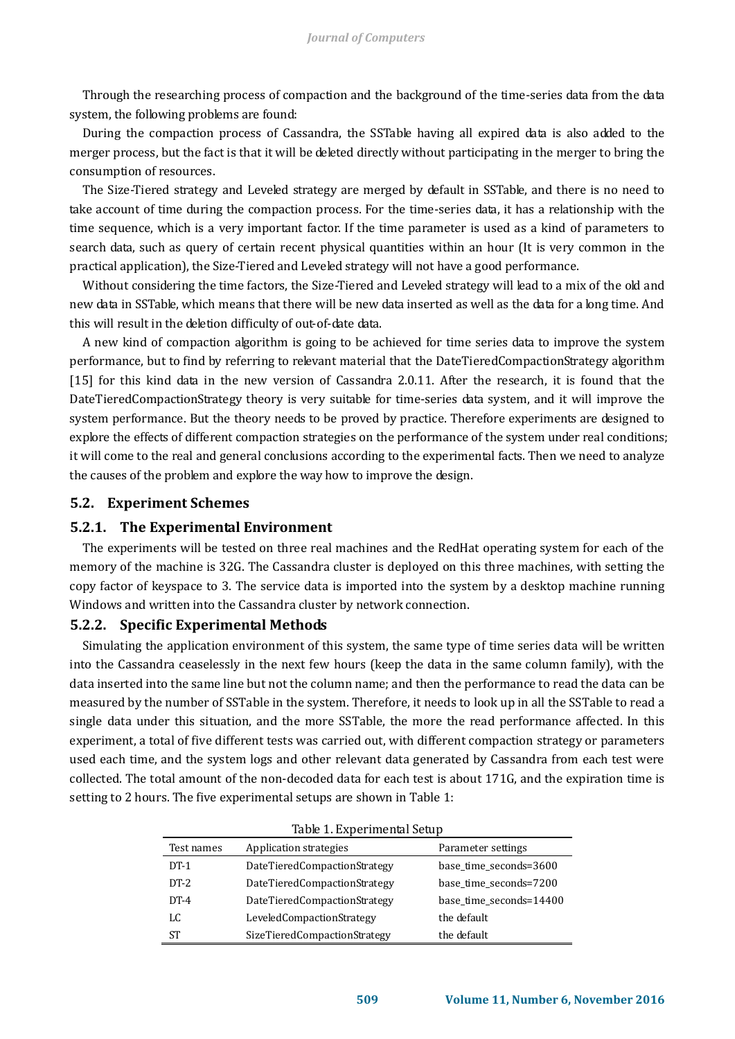Through the researching process of compaction and the background of the time-series data from the data system, the following problems are found:

During the compaction process of Cassandra, the SSTable having all expired data is also added to the merger process, but the fact is that it will be deleted directly without participating in the merger to bring the consumption of resources.

The Size-Tiered strategy and Leveled strategy are merged by default in SSTable, and there is no need to take account of time during the compaction process. For the time-series data, it has a relationship with the time sequence, which is a very important factor. If the time parameter is used as a kind of parameters to search data, such as query of certain recent physical quantities within an hour (It is very common in the practical application), the Size-Tiered and Leveled strategy will not have a good performance.

Without considering the time factors, the Size-Tiered and Leveled strategy will lead to a mix of the old and new data in SSTable, which means that there will be new data inserted as well as the data for a long time. And this will result in the deletion difficulty of out-of-date data.

A new kind of compaction algorithm is going to be achieved for time series data to improve the system performance, but to find by referring to relevant material that the DateTieredCompactionStrategy algorithm [15] for this kind data in the new version of Cassandra 2.0.11. After the research, it is found that the DateTieredCompactionStrategy theory is very suitable for time-series data system, and it will improve the system performance. But the theory needs to be proved by practice. Therefore experiments are designed to explore the effects of different compaction strategies on the performance of the system under real conditions; it will come to the real and general conclusions according to the experimental facts. Then we need to analyze the causes of the problem and explore the way how to improve the design.

## 5.2. Experiment Schemes

### 5.2.1. The Experimental Environment

The experiments will be tested on three real machines and the RedHat operating system for each of the memory of the machine is 32G. The Cassandra cluster is deployed on this three machines, with setting the copy factor of keyspace to 3. The service data is imported into the system by a desktop machine running Windows and written into the Cassandra cluster by network connection.

### 5.2.2. Specific Experimental Methods

Simulating the application environment of this system, the same type of time series data will be written into the Cassandra ceaselessly in the next few hours (keep the data in the same column family), with the data inserted into the same line but not the column name; and then the performance to read the data can be measured by the number of SSTable in the system. Therefore, it needs to look up in all the SSTable to read a single data under this situation, and the more SSTable, the more the read performance affected. In this experiment, a total of five different tests was carried out, with different compaction strategy or parameters used each time, and the system logs and other relevant data generated by Cassandra from each test were collected. The total amount of the non-decoded data for each test is about 171G, and the expiration time is setting to 2 hours. The five experimental setups are shown in Table 1:

Table 1. Experimental Setup

| Test names | Application strategies | Parameter settings |
|---|---|---|
| DT-1 | DateTieredCompactionStrategy | base_time_seconds=3600 |
| DT-2 | DateTieredCompactionStrategy | base_time_seconds=7200 |
| DT-4 | DateTieredCompactionStrategy | base_time_seconds=14400 |
| LC | LeveledCompactionStrategy | the default |
| ST | SizeTieredCompactionStrategy | the default |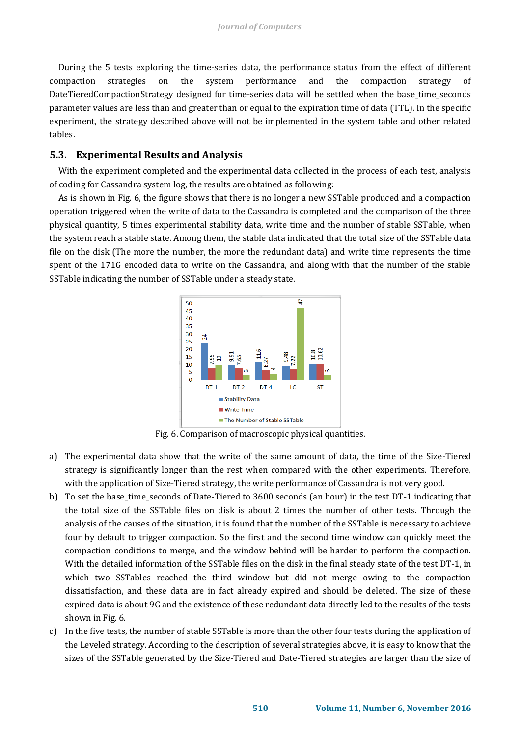During the 5 tests exploring the time-series data, the performance status from the effect of different compaction strategies on the system performance and the compaction strategy of DateTieredCompactionStrategy designed for time-series data will be settled when the base_time_seconds parameter values are less than and greater than or equal to the expiration time of data (TTL). In the specific experiment, the strategy described above will not be implemented in the system table and other related tables.

### 5.3. Experimental Results and Analysis

With the experiment completed and the experimental data collected in the process of each test, analysis of coding for Cassandra system log, the results are obtained as following:

As is shown in Fig. 6, the figure shows that there is no longer a new SSTable produced and a compaction operation triggered when the write of data to the Cassandra is completed and the comparison of the three physical quantity, 5 times experimental stability data, write time and the number of stable SSTable, when the system reach a stable state. Among them, the stable data indicated that the total size of the SSTable data file on the disk (The more the number, the more the redundant data) and write time represents the time spent of the 171G encoded data to write on the Cassandra, and along with that the number of the stable SSTable indicating the number of SSTable under a steady state.

Fig. 6. Comparison of macroscopic physical quantities.

a) The experimental data show that the write of the same amount of data, the time of the Size-Tiered strategy is significantly longer than the rest when compared with the other experiments. Therefore, with the application of Size-Tiered strategy, the write performance of Cassandra is not very good.
b) To set the base_time_seconds of Date-Tiered to 3600 seconds (an hour) in the test DT-1 indicating that the total size of the SSTable files on disk is about 2 times the number of other tests. Through the analysis of the causes of the situation, it is found that the number of the SSTable is necessary to achieve four by default to trigger compaction. So the first and the second time window can quickly meet the compaction conditions to merge, and the window behind will be harder to perform the compaction. With the detailed information of the SSTable files on the disk in the final steady state of the test DT-1, in which two SSTables reached the third window but did not merge owing to the compaction dissatisfaction, and these data are in fact already expired and should be deleted. The size of these expired data is about 9G and the existence of these redundant data directly led to the results of the tests shown in Fig. 6.
c) In the five tests, the number of stable SSTable is more than the other four tests during the application of the Leveled strategy. According to the description of several strategies above, it is easy to know that the sizes of the SSTable generated by the Size-Tiered and Date-Tiered strategies are larger than the size of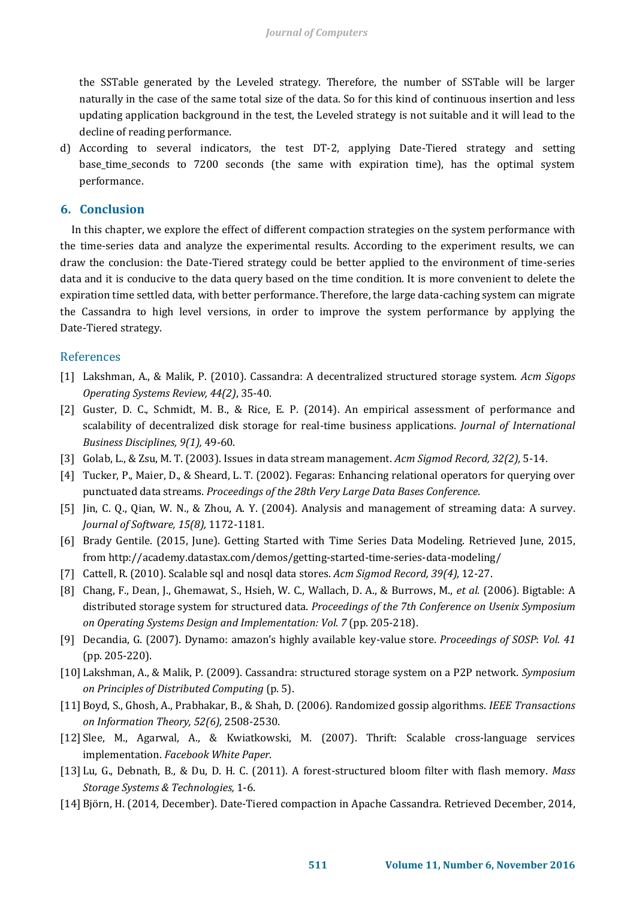the SSTable generated by the Leveled strategy. Therefore, the number of SSTable will be larger naturally in the case of the same total size of the data. So for this kind of continuous insertion and less updating application background in the test, the Leveled strategy is not suitable and it will lead to the decline of reading performance.

d) According to several indicators, the test DT-2, applying Date-Tiered strategy and setting base_time_seconds to 7200 seconds (the same with expiration time), has the optimal system performance.

## 6. Conclusion

In this chapter, we explore the effect of different compaction strategies on the system performance with the time-series data and analyze the experimental results. According to the experiment results, we can draw the conclusion: the Date-Tiered strategy could be better applied to the environment of time-series data and it is conducive to the data query based on the time condition. It is more convenient to delete the expiration time settled data, with better performance. Therefore, the large data-caching system can migrate the Cassandra to high level versions, in order to improve the system performance by applying the Date-Tiered strategy.

## References

[1] Lakshman, A., & Malik, P. (2010). Cassandra: A decentralized structured storage system. *Acm Sigops Operating Systems Review, 44(2)*, 35-40.

[2] Guster, D. C., Schmidt, M. B., & Rice, E. P. (2014). An empirical assessment of performance and scalability of decentralized disk storage for real-time business applications. *Journal of International Business Disciplines, 9(1),* 49-60.

[3] Golab, L., & Zsu, M. T. (2003). Issues in data stream management. *Acm Sigmod Record, 32(2),* 5-14.

[4] Tucker, P., Maier, D., & Sheard, L. T. (2002). Fegaras: Enhancing relational operators for querying over punctuated data streams. *Proceedings of the 28th Very Large Data Bases Conference.*

[5] Jin, C. Q., Qian, W. N., & Zhou, A. Y. (2004). Analysis and management of streaming data: A survey. *Journal of Software, 15(8),* 1172-1181.

[6] Brady Gentile. (2015, June). Getting Started with Time Series Data Modeling. Retrieved June, 2015, from http://academy.datastax.com/demos/getting-started-time-series-data-modeling/

[7] Cattell, R. (2010). Scalable sql and nosql data stores. *Acm Sigmod Record, 39(4),* 12-27.

[8] Chang, F., Dean, J., Ghemawat, S., Hsieh, W. C., Wallach, D. A., & Burrows, M., *et al.* (2006). Bigtable: A distributed storage system for structured data. *Proceedings of the 7th Conference on Usenix Symposium on Operating Systems Design and Implementation: Vol. 7* (pp. 205-218).

[9] Decandia, G. (2007). Dynamo: amazon's highly available key-value store. *Proceedings of SOSP*: *Vol. 41* (pp. 205-220).

[10] Lakshman, A., & Malik, P. (2009). Cassandra: structured storage system on a P2P network. *Symposium on Principles of Distributed Computing* (p. 5).

[11] Boyd, S., Ghosh, A., Prabhakar, B., & Shah, D. (2006). Randomized gossip algorithms. *IEEE Transactions on Information Theory, 52(6),* 2508-2530.

[12] Slee, M., Agarwal, A., & Kwiatkowski, M. (2007). Thrift: Scalable cross-language services implementation. *Facebook White Paper*.

[13] Lu, G., Debnath, B., & Du, D. H. C. (2011). A forest-structured bloom filter with flash memory. *Mass Storage Systems & Technologies,* 1-6.

[14] Björn, H. (2014, December). Date-Tiered compaction in Apache Cassandra. Retrieved December, 2014,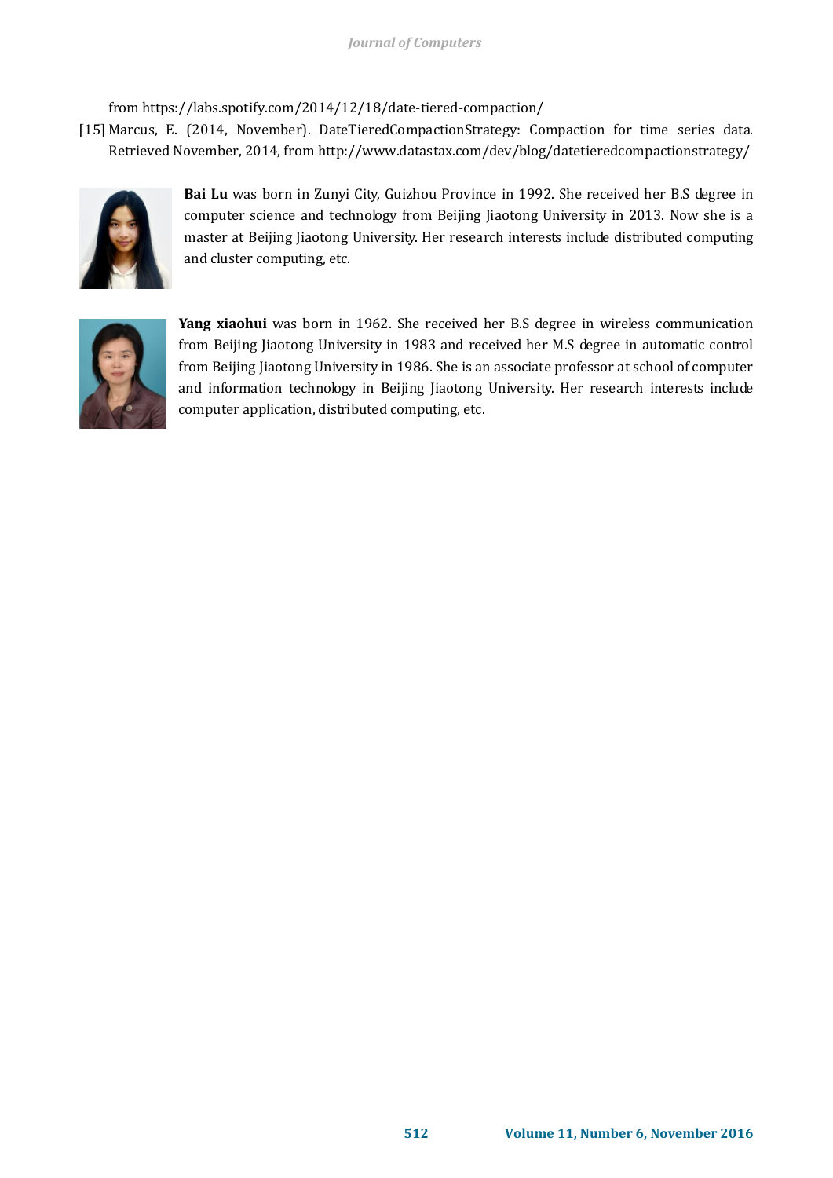from https://labs.spotify.com/2014/12/18/date-tiered-compaction/

[15] Marcus, E. (2014, November). DateTieredCompactionStrategy: Compaction for time series data. Retrieved November, 2014, from http://www.datastax.com/dev/blog/datetieredcompactionstrategy/

**Bai Lu** was born in Zunyi City, Guizhou Province in 1992. She received her B.S degree in computer science and technology from Beijing Jiaotong University in 2013. Now she is a master at Beijing Jiaotong University. Her research interests include distributed computing and cluster computing, etc.

**Yang xiaohui** was born in 1962. She received her B.S degree in wireless communication from Beijing Jiaotong University in 1983 and received her M.S degree in automatic control from Beijing Jiaotong University in 1986. She is an associate professor at school of computer and information technology in Beijing Jiaotong University. Her research interests include computer application, distributed computing, etc.